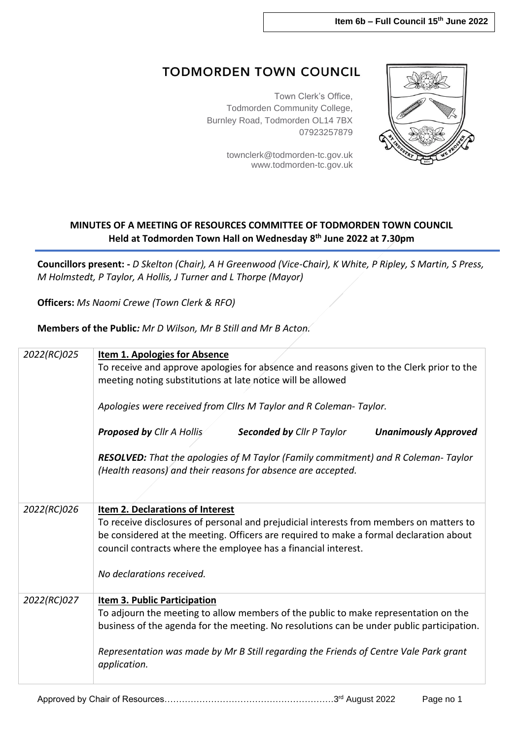Item 6b – Full Council 15th June 2022

# TODMORDEN TOWN COUNCIL

Town Clerk's Office,
Todmorden Community College,
Burnley Road, Todmorden OL14 7BX
07923257879

townclerk@todmorden-tc.gov.uk
www.todmorden-tc.gov.uk

## MINUTES OF A MEETING OF RESOURCES COMMITTEE OF TODMORDEN TOWN COUNCIL
**Held at Todmorden Town Hall on Wednesday 8th June 2022 at 7.30pm**

**Councillors present: -** *D Skelton (Chair), A H Greenwood (Vice-Chair), K White, P Ripley, S Martin, S Press, M Holmstedt, P Taylor, A Hollis, J Turner and L Thorpe (Mayor)*

**Officers:** *Ms Naomi Crewe (Town Clerk & RFO)*

**Members of the Public:** *Mr D Wilson, Mr B Still and Mr B Acton.*

| | |
|---|---|
| *2022(RC)025* | **Item 1. Apologies for Absence**<br>To receive and approve apologies for absence and reasons given to the Clerk prior to the meeting noting substitutions at late notice will be allowed<br><br>*Apologies were received from Cllrs M Taylor and R Coleman- Taylor.*<br><br>***Proposed by** Cllr A Hollis* ***Seconded by** Cllr P Taylor* ***Unanimously Approved***<br><br>***RESOLVED:** That the apologies of M Taylor (Family commitment) and R Coleman- Taylor (Health reasons) and their reasons for absence are accepted.* |
| *2022(RC)026* | **Item 2. Declarations of Interest**<br>To receive disclosures of personal and prejudicial interests from members on matters to be considered at the meeting. Officers are required to make a formal declaration about council contracts where the employee has a financial interest.<br><br>*No declarations received.* |
| *2022(RC)027* | **Item 3. Public Participation**<br>To adjourn the meeting to allow members of the public to make representation on the business of the agenda for the meeting. No resolutions can be under public participation.<br><br>*Representation was made by Mr B Still regarding the Friends of Centre Vale Park grant application.* |

Approved by Chair of Resources…………………………………………………3rd August 2022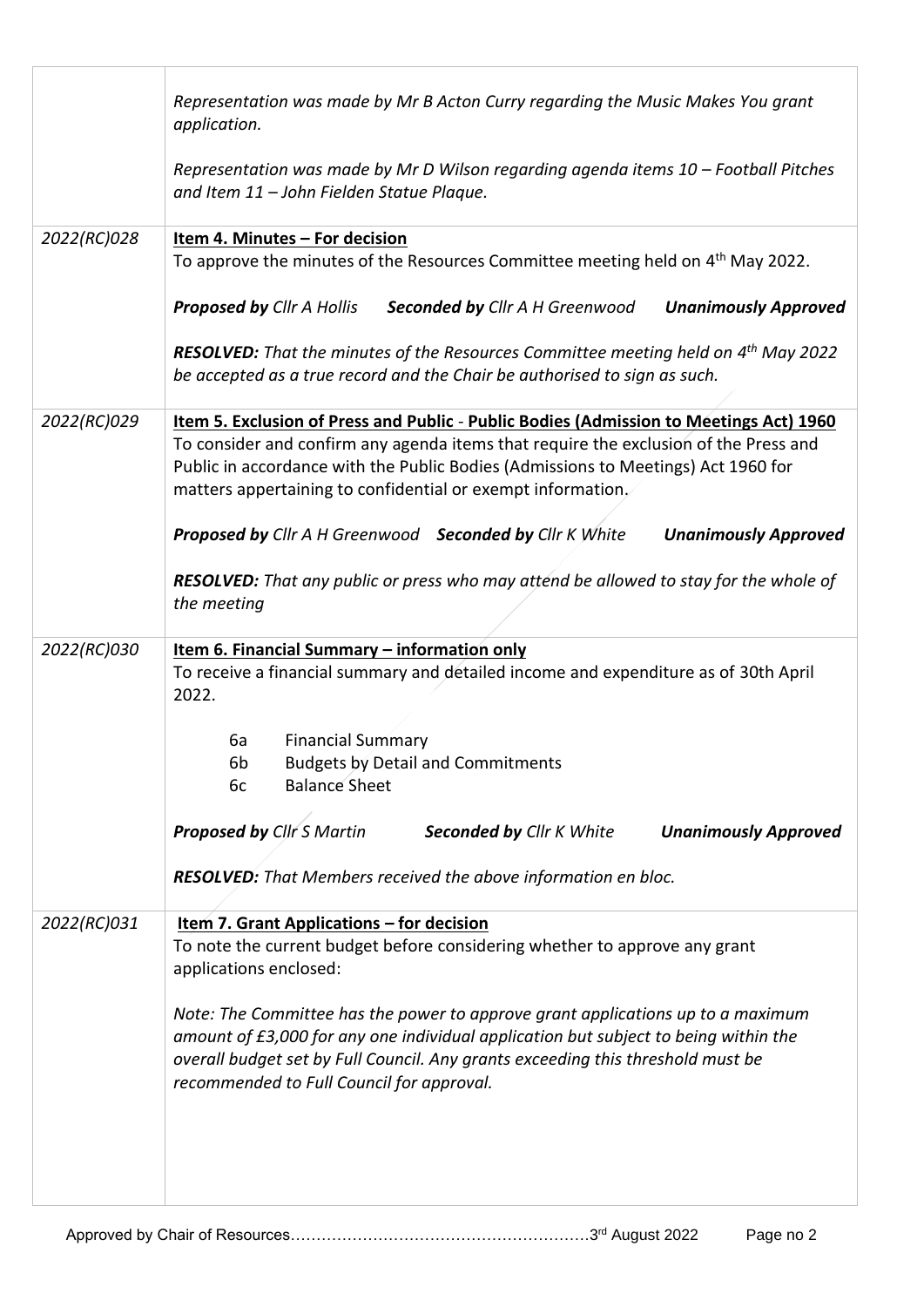| | |
|---|---|
| | *Representation was made by Mr B Acton Curry regarding the Music Makes You grant application.*<br><br>*Representation was made by Mr D Wilson regarding agenda items 10 – Football Pitches and Item 11 – John Fielden Statue Plaque.* |
| *2022(RC)028* | **Item 4. Minutes – For decision**<br>To approve the minutes of the Resources Committee meeting held on 4th May 2022.<br><br>***Proposed by*** *Cllr A Hollis* ***Seconded by*** *Cllr A H Greenwood* ***Unanimously Approved***<br><br>***RESOLVED:*** *That the minutes of the Resources Committee meeting held on 4th May 2022 be accepted as a true record and the Chair be authorised to sign as such.* |
| *2022(RC)029* | **Item 5. Exclusion of Press and Public - Public Bodies (Admission to Meetings Act) 1960**<br>To consider and confirm any agenda items that require the exclusion of the Press and Public in accordance with the Public Bodies (Admissions to Meetings) Act 1960 for matters appertaining to confidential or exempt information.<br><br>***Proposed by*** *Cllr A H Greenwood* ***Seconded by*** *Cllr K White* ***Unanimously Approved***<br><br>***RESOLVED:*** *That any public or press who may attend be allowed to stay for the whole of the meeting* |
| *2022(RC)030* | **Item 6. Financial Summary – information only**<br>To receive a financial summary and detailed income and expenditure as of 30th April 2022.<br><br>6a Financial Summary<br>6b Budgets by Detail and Commitments<br>6c Balance Sheet<br><br>***Proposed by*** *Cllr S Martin* ***Seconded by*** *Cllr K White* ***Unanimously Approved***<br><br>***RESOLVED:*** *That Members received the above information en bloc.* |
| *2022(RC)031* | **Item 7. Grant Applications – for decision**<br>To note the current budget before considering whether to approve any grant applications enclosed:<br><br>*Note: The Committee has the power to approve grant applications up to a maximum amount of £3,000 for any one individual application but subject to being within the overall budget set by Full Council. Any grants exceeding this threshold must be recommended to Full Council for approval.* |

Approved by Chair of Resources…………………………………………………3rd August 2022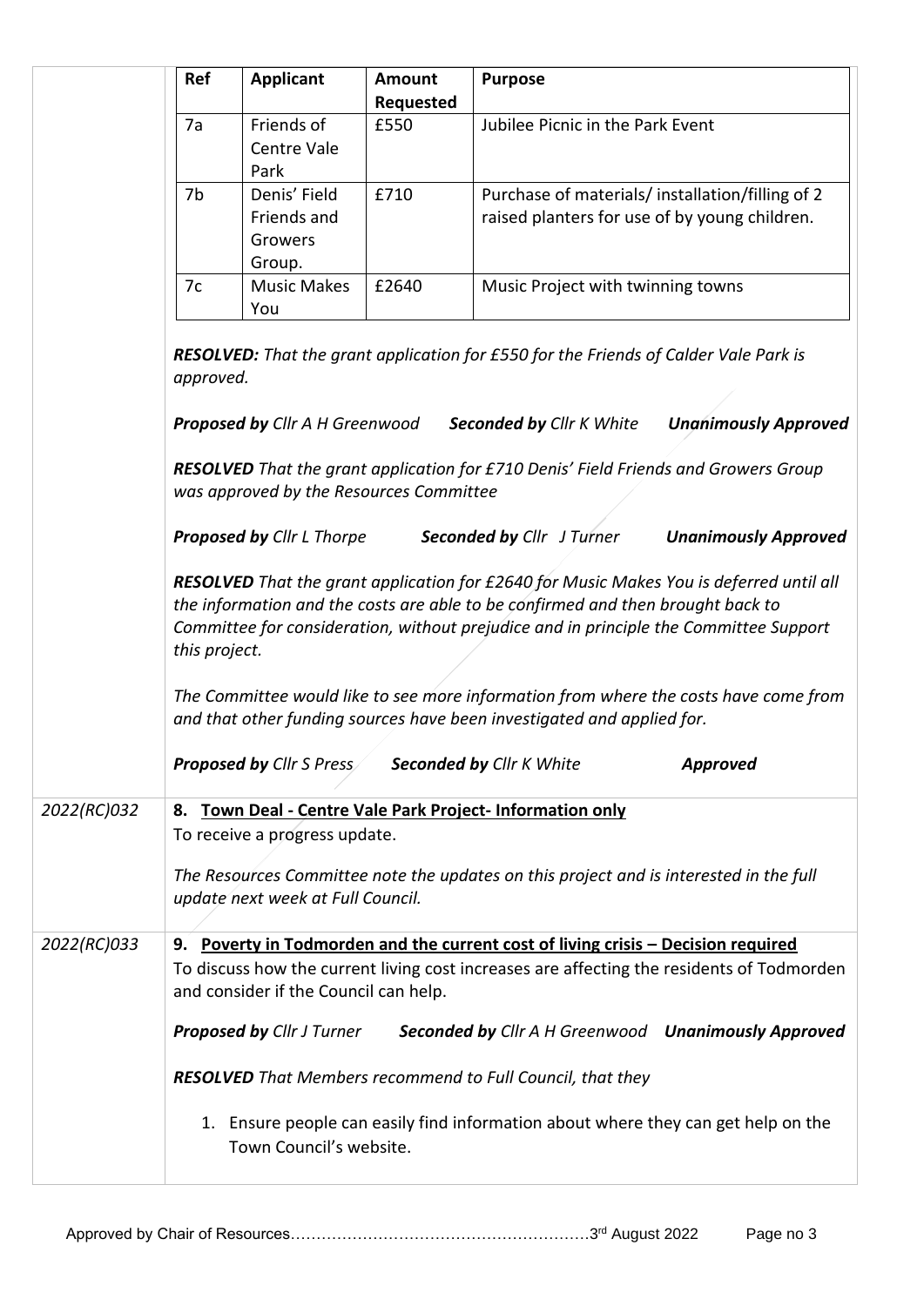| Ref | Applicant | Amount Requested | Purpose |
|---|---|---|---|
| 7a | Friends of Centre Vale Park | £550 | Jubilee Picnic in the Park Event |
| 7b | Denis' Field Friends and Growers Group. | £710 | Purchase of materials/ installation/filling of 2 raised planters for use of by young children. |
| 7c | Music Makes You | £2640 | Music Project with twinning towns |

***RESOLVED:*** *That the grant application for £550 for the Friends of Calder Vale Park is approved.*

***Proposed by*** *Cllr A H Greenwood* ***Seconded by*** *Cllr K White* ***Unanimously Approved***

***RESOLVED*** *That the grant application for £710 Denis' Field Friends and Growers Group was approved by the Resources Committee*

***Proposed by*** *Cllr L Thorpe* ***Seconded by*** *Cllr J Turner* ***Unanimously Approved***

***RESOLVED*** *That the grant application for £2640 for Music Makes You is deferred until all the information and the costs are able to be confirmed and then brought back to Committee for consideration, without prejudice and in principle the Committee Support this project.*

*The Committee would like to see more information from where the costs have come from and that other funding sources have been investigated and applied for.*

***Proposed by*** *Cllr S Press* ***Seconded by*** *Cllr K White* ***Approved***

*2022(RC)032*

**8. <u>Town Deal - Centre Vale Park Project- Information only</u>**

To receive a progress update.

*The Resources Committee note the updates on this project and is interested in the full update next week at Full Council.*

*2022(RC)033*

**9. <u>Poverty in Todmorden and the current cost of living crisis – Decision required</u>**

To discuss how the current living cost increases are affecting the residents of Todmorden and consider if the Council can help.

***Proposed by*** *Cllr J Turner* ***Seconded by*** *Cllr A H Greenwood* ***Unanimously Approved***

***RESOLVED*** *That Members recommend to Full Council, that they*

1. Ensure people can easily find information about where they can get help on the Town Council's website.

Approved by Chair of Resources…………………………………………………3rd August 2022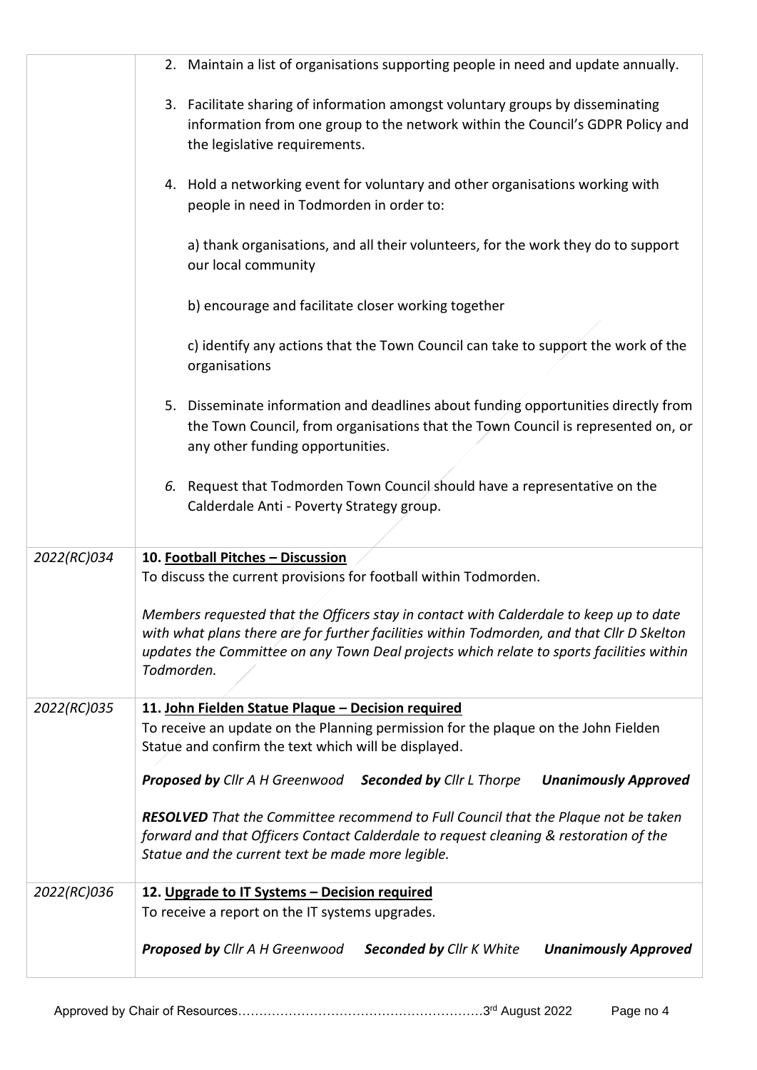| | |
|---|---|
| | 2. Maintain a list of organisations supporting people in need and update annually.<br><br>3. Facilitate sharing of information amongst voluntary groups by disseminating information from one group to the network within the Council's GDPR Policy and the legislative requirements.<br><br>4. Hold a networking event for voluntary and other organisations working with people in need in Todmorden in order to:<br><br>a) thank organisations, and all their volunteers, for the work they do to support our local community<br><br>b) encourage and facilitate closer working together<br><br>c) identify any actions that the Town Council can take to support the work of the organisations<br><br>5. Disseminate information and deadlines about funding opportunities directly from the Town Council, from organisations that the Town Council is represented on, or any other funding opportunities.<br><br>*6.* Request that Todmorden Town Council should have a representative on the Calderdale Anti - Poverty Strategy group. |
| *2022(RC)034* | **10. Football Pitches – Discussion**<br>To discuss the current provisions for football within Todmorden.<br><br>*Members requested that the Officers stay in contact with Calderdale to keep up to date with what plans there are for further facilities within Todmorden, and that Cllr D Skelton updates the Committee on any Town Deal projects which relate to sports facilities within Todmorden.* |
| *2022(RC)035* | **11. John Fielden Statue Plaque – Decision required**<br>To receive an update on the Planning permission for the plaque on the John Fielden Statue and confirm the text which will be displayed.<br><br>***Proposed by*** *Cllr A H Greenwood* ***Seconded by*** *Cllr L Thorpe* ***Unanimously Approved***<br><br>***RESOLVED*** *That the Committee recommend to Full Council that the Plaque not be taken forward and that Officers Contact Calderdale to request cleaning & restoration of the Statue and the current text be made more legible.* |
| *2022(RC)036* | **12. Upgrade to IT Systems – Decision required**<br>To receive a report on the IT systems upgrades.<br><br>***Proposed by*** *Cllr A H Greenwood* ***Seconded by*** *Cllr K White* ***Unanimously Approved*** |

Approved by Chair of Resources…………………………………………………3rd August 2022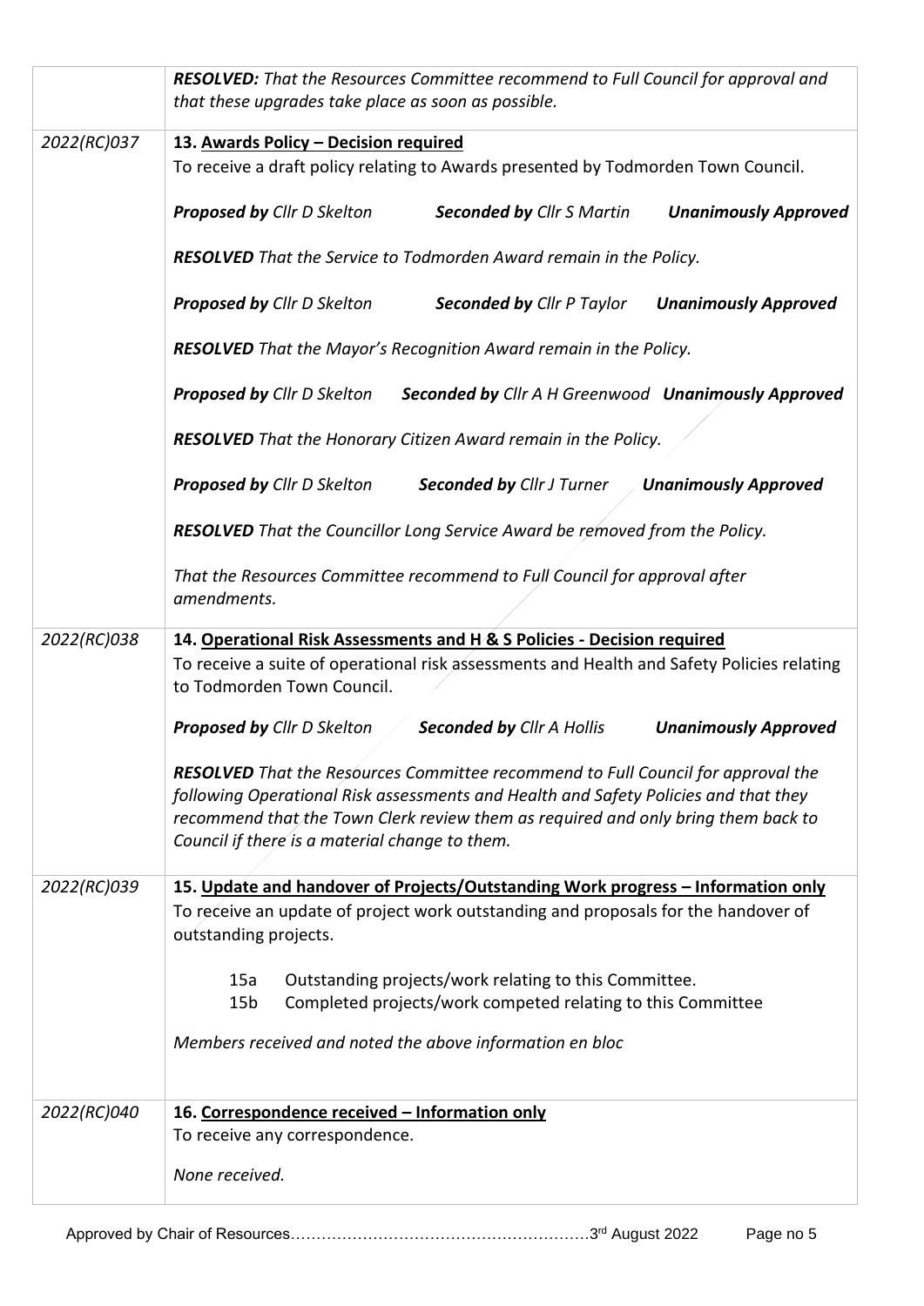| | |
|---|---|
| | ***RESOLVED:*** *That the Resources Committee recommend to Full Council for approval and that these upgrades take place as soon as possible.* |
| *2022(RC)037* | **13. Awards Policy – Decision required**<br>To receive a draft policy relating to Awards presented by Todmorden Town Council.<br><br>***Proposed by*** *Cllr D Skelton* ***Seconded by*** *Cllr S Martin* ***Unanimously Approved***<br><br>***RESOLVED*** *That the Service to Todmorden Award remain in the Policy.*<br><br>***Proposed by*** *Cllr D Skelton* ***Seconded by*** *Cllr P Taylor* ***Unanimously Approved***<br><br>***RESOLVED*** *That the Mayor's Recognition Award remain in the Policy.*<br><br>***Proposed by*** *Cllr D Skelton* ***Seconded by*** *Cllr A H Greenwood* ***Unanimously Approved***<br><br>***RESOLVED*** *That the Honorary Citizen Award remain in the Policy.*<br><br>***Proposed by*** *Cllr D Skelton* ***Seconded by*** *Cllr J Turner* ***Unanimously Approved***<br><br>***RESOLVED*** *That the Councillor Long Service Award be removed from the Policy.*<br><br>*That the Resources Committee recommend to Full Council for approval after amendments.* |
| *2022(RC)038* | **14. Operational Risk Assessments and H & S Policies - Decision required**<br>To receive a suite of operational risk assessments and Health and Safety Policies relating to Todmorden Town Council.<br><br>***Proposed by*** *Cllr D Skelton* ***Seconded by*** *Cllr A Hollis* ***Unanimously Approved***<br><br>***RESOLVED*** *That the Resources Committee recommend to Full Council for approval the following Operational Risk assessments and Health and Safety Policies and that they recommend that the Town Clerk review them as required and only bring them back to Council if there is a material change to them.* |
| *2022(RC)039* | **15. Update and handover of Projects/Outstanding Work progress – Information only**<br>To receive an update of project work outstanding and proposals for the handover of outstanding projects.<br><br>15a Outstanding projects/work relating to this Committee.<br>15b Completed projects/work competed relating to this Committee<br><br>*Members received and noted the above information en bloc* |
| *2022(RC)040* | **16. Correspondence received – Information only**<br>To receive any correspondence.<br><br>*None received.* |

Approved by Chair of Resources……………………………………………………3rd August 2022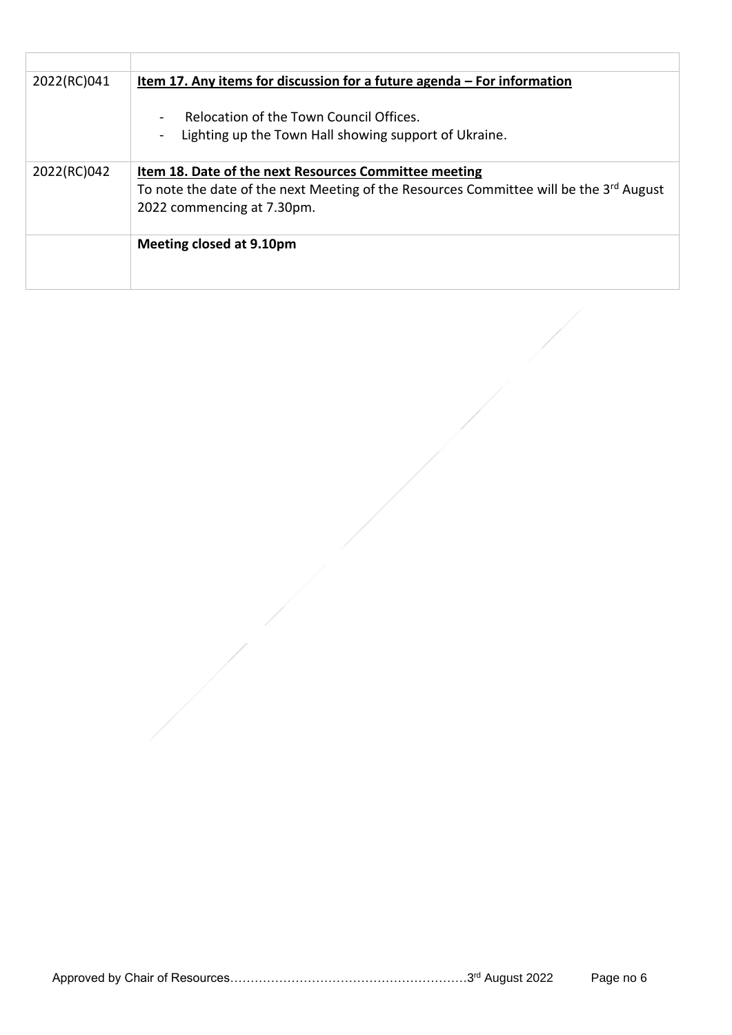| | |
|---|---|
| 2022(RC)041 | **Item 17. Any items for discussion for a future agenda – For information**<br><br>- Relocation of the Town Council Offices.<br>- Lighting up the Town Hall showing support of Ukraine. |
| 2022(RC)042 | **Item 18. Date of the next Resources Committee meeting**<br>To note the date of the next Meeting of the Resources Committee will be the 3rd August 2022 commencing at 7.30pm. |
| | **Meeting closed at 9.10pm** |

Approved by Chair of Resources…………………………………………………3rd August 2022